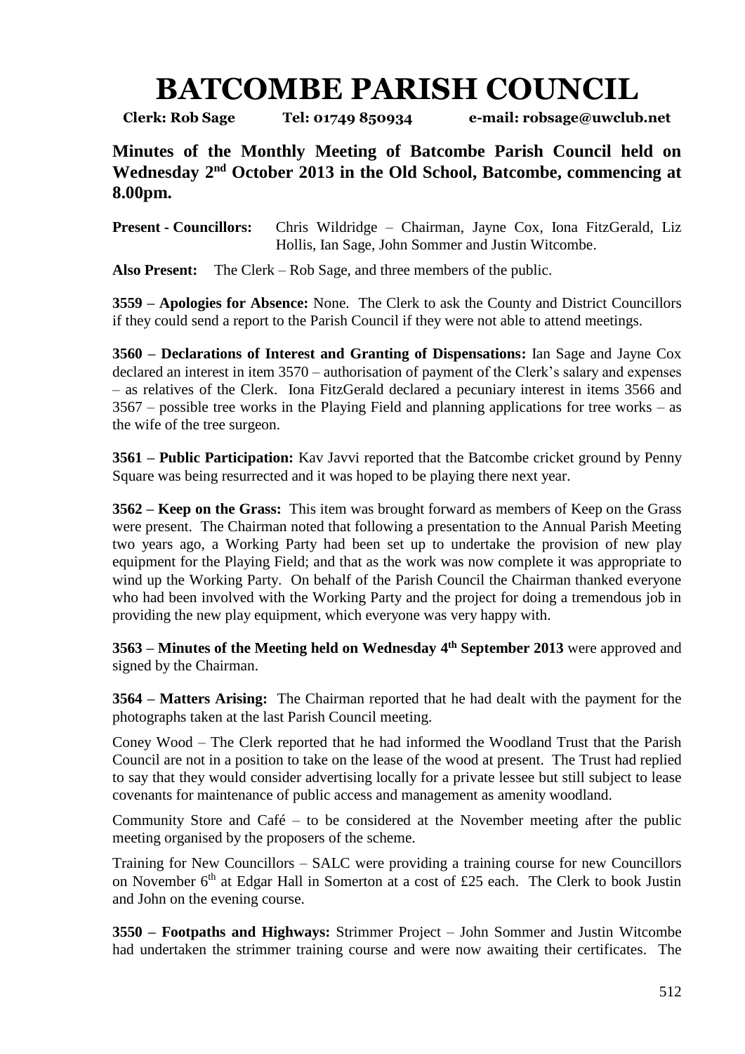# BATCOMBE PARISH COUNCIL

**Clerk: Rob Sage Tel: 01749 850934 e-mail: robsage@uwclub.net**

**Minutes of the Monthly Meeting of Batcombe Parish Council held on Wednesday 2nd October 2013 in the Old School, Batcombe, commencing at 8.00pm.**

**Present - Councillors:** Chris Wildridge – Chairman, Jayne Cox, Iona FitzGerald, Liz Hollis, Ian Sage, John Sommer and Justin Witcombe.

**Also Present:** The Clerk – Rob Sage, and three members of the public.

**3559 – Apologies for Absence:** None. The Clerk to ask the County and District Councillors if they could send a report to the Parish Council if they were not able to attend meetings.

**3560 – Declarations of Interest and Granting of Dispensations:** Ian Sage and Jayne Cox declared an interest in item 3570 – authorisation of payment of the Clerk's salary and expenses – as relatives of the Clerk. Iona FitzGerald declared a pecuniary interest in items 3566 and 3567 – possible tree works in the Playing Field and planning applications for tree works – as the wife of the tree surgeon.

**3561 – Public Participation:** Kav Javvi reported that the Batcombe cricket ground by Penny Square was being resurrected and it was hoped to be playing there next year.

**3562 – Keep on the Grass:** This item was brought forward as members of Keep on the Grass were present. The Chairman noted that following a presentation to the Annual Parish Meeting two years ago, a Working Party had been set up to undertake the provision of new play equipment for the Playing Field; and that as the work was now complete it was appropriate to wind up the Working Party. On behalf of the Parish Council the Chairman thanked everyone who had been involved with the Working Party and the project for doing a tremendous job in providing the new play equipment, which everyone was very happy with.

**3563 – Minutes of the Meeting held on Wednesday 4th September 2013** were approved and signed by the Chairman.

**3564 – Matters Arising:** The Chairman reported that he had dealt with the payment for the photographs taken at the last Parish Council meeting.

Coney Wood – The Clerk reported that he had informed the Woodland Trust that the Parish Council are not in a position to take on the lease of the wood at present. The Trust had replied to say that they would consider advertising locally for a private lessee but still subject to lease covenants for maintenance of public access and management as amenity woodland.

Community Store and Café – to be considered at the November meeting after the public meeting organised by the proposers of the scheme.

Training for New Councillors – SALC were providing a training course for new Councillors on November 6th at Edgar Hall in Somerton at a cost of £25 each. The Clerk to book Justin and John on the evening course.

**3550 – Footpaths and Highways:** Strimmer Project – John Sommer and Justin Witcombe had undertaken the strimmer training course and were now awaiting their certificates. The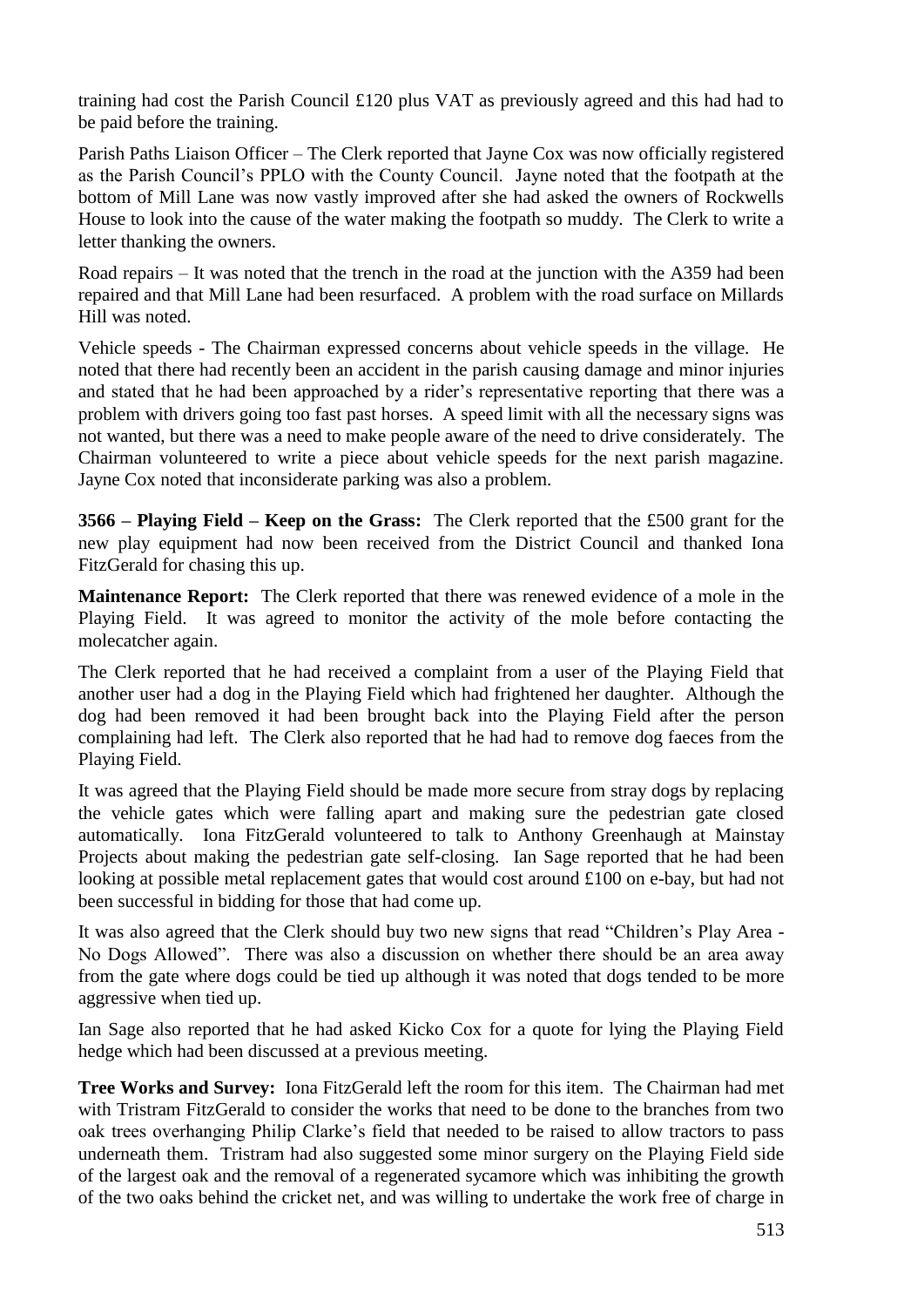training had cost the Parish Council £120 plus VAT as previously agreed and this had had to be paid before the training.

Parish Paths Liaison Officer – The Clerk reported that Jayne Cox was now officially registered as the Parish Council's PPLO with the County Council. Jayne noted that the footpath at the bottom of Mill Lane was now vastly improved after she had asked the owners of Rockwells House to look into the cause of the water making the footpath so muddy. The Clerk to write a letter thanking the owners.

Road repairs – It was noted that the trench in the road at the junction with the A359 had been repaired and that Mill Lane had been resurfaced. A problem with the road surface on Millards Hill was noted.

Vehicle speeds - The Chairman expressed concerns about vehicle speeds in the village. He noted that there had recently been an accident in the parish causing damage and minor injuries and stated that he had been approached by a rider's representative reporting that there was a problem with drivers going too fast past horses. A speed limit with all the necessary signs was not wanted, but there was a need to make people aware of the need to drive considerately. The Chairman volunteered to write a piece about vehicle speeds for the next parish magazine. Jayne Cox noted that inconsiderate parking was also a problem.

**3566 – Playing Field – Keep on the Grass:** The Clerk reported that the £500 grant for the new play equipment had now been received from the District Council and thanked Iona FitzGerald for chasing this up.

**Maintenance Report:** The Clerk reported that there was renewed evidence of a mole in the Playing Field. It was agreed to monitor the activity of the mole before contacting the molecatcher again.

The Clerk reported that he had received a complaint from a user of the Playing Field that another user had a dog in the Playing Field which had frightened her daughter. Although the dog had been removed it had been brought back into the Playing Field after the person complaining had left. The Clerk also reported that he had had to remove dog faeces from the Playing Field.

It was agreed that the Playing Field should be made more secure from stray dogs by replacing the vehicle gates which were falling apart and making sure the pedestrian gate closed automatically. Iona FitzGerald volunteered to talk to Anthony Greenhaugh at Mainstay Projects about making the pedestrian gate self-closing. Ian Sage reported that he had been looking at possible metal replacement gates that would cost around £100 on e-bay, but had not been successful in bidding for those that had come up.

It was also agreed that the Clerk should buy two new signs that read "Children's Play Area - No Dogs Allowed". There was also a discussion on whether there should be an area away from the gate where dogs could be tied up although it was noted that dogs tended to be more aggressive when tied up.

Ian Sage also reported that he had asked Kicko Cox for a quote for lying the Playing Field hedge which had been discussed at a previous meeting.

**Tree Works and Survey:** Iona FitzGerald left the room for this item. The Chairman had met with Tristram FitzGerald to consider the works that need to be done to the branches from two oak trees overhanging Philip Clarke's field that needed to be raised to allow tractors to pass underneath them. Tristram had also suggested some minor surgery on the Playing Field side of the largest oak and the removal of a regenerated sycamore which was inhibiting the growth of the two oaks behind the cricket net, and was willing to undertake the work free of charge in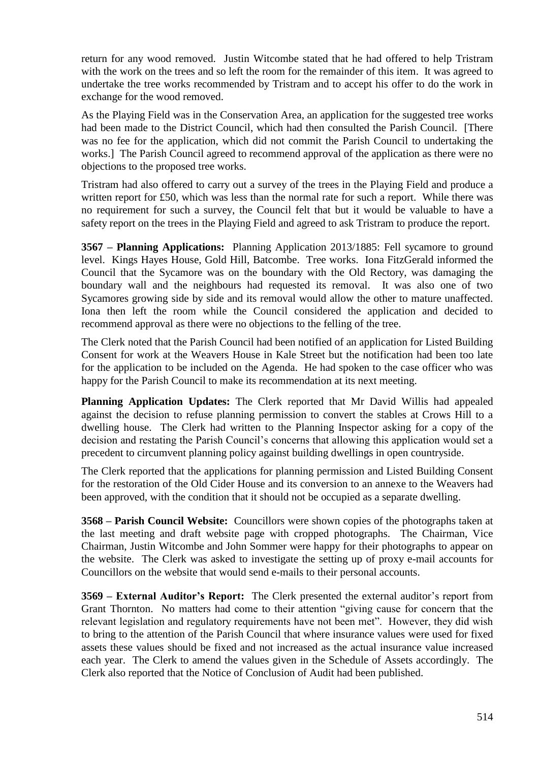return for any wood removed. Justin Witcombe stated that he had offered to help Tristram with the work on the trees and so left the room for the remainder of this item. It was agreed to undertake the tree works recommended by Tristram and to accept his offer to do the work in exchange for the wood removed.

As the Playing Field was in the Conservation Area, an application for the suggested tree works had been made to the District Council, which had then consulted the Parish Council. [There was no fee for the application, which did not commit the Parish Council to undertaking the works.] The Parish Council agreed to recommend approval of the application as there were no objections to the proposed tree works.

Tristram had also offered to carry out a survey of the trees in the Playing Field and produce a written report for £50, which was less than the normal rate for such a report. While there was no requirement for such a survey, the Council felt that but it would be valuable to have a safety report on the trees in the Playing Field and agreed to ask Tristram to produce the report.

**3567 – Planning Applications:** Planning Application 2013/1885: Fell sycamore to ground level. Kings Hayes House, Gold Hill, Batcombe. Tree works. Iona FitzGerald informed the Council that the Sycamore was on the boundary with the Old Rectory, was damaging the boundary wall and the neighbours had requested its removal. It was also one of two Sycamores growing side by side and its removal would allow the other to mature unaffected. Iona then left the room while the Council considered the application and decided to recommend approval as there were no objections to the felling of the tree.

The Clerk noted that the Parish Council had been notified of an application for Listed Building Consent for work at the Weavers House in Kale Street but the notification had been too late for the application to be included on the Agenda. He had spoken to the case officer who was happy for the Parish Council to make its recommendation at its next meeting.

**Planning Application Updates:** The Clerk reported that Mr David Willis had appealed against the decision to refuse planning permission to convert the stables at Crows Hill to a dwelling house. The Clerk had written to the Planning Inspector asking for a copy of the decision and restating the Parish Council's concerns that allowing this application would set a precedent to circumvent planning policy against building dwellings in open countryside.

The Clerk reported that the applications for planning permission and Listed Building Consent for the restoration of the Old Cider House and its conversion to an annexe to the Weavers had been approved, with the condition that it should not be occupied as a separate dwelling.

**3568 – Parish Council Website:** Councillors were shown copies of the photographs taken at the last meeting and draft website page with cropped photographs. The Chairman, Vice Chairman, Justin Witcombe and John Sommer were happy for their photographs to appear on the website. The Clerk was asked to investigate the setting up of proxy e-mail accounts for Councillors on the website that would send e-mails to their personal accounts.

**3569 – External Auditor's Report:** The Clerk presented the external auditor's report from Grant Thornton. No matters had come to their attention "giving cause for concern that the relevant legislation and regulatory requirements have not been met". However, they did wish to bring to the attention of the Parish Council that where insurance values were used for fixed assets these values should be fixed and not increased as the actual insurance value increased each year. The Clerk to amend the values given in the Schedule of Assets accordingly. The Clerk also reported that the Notice of Conclusion of Audit had been published.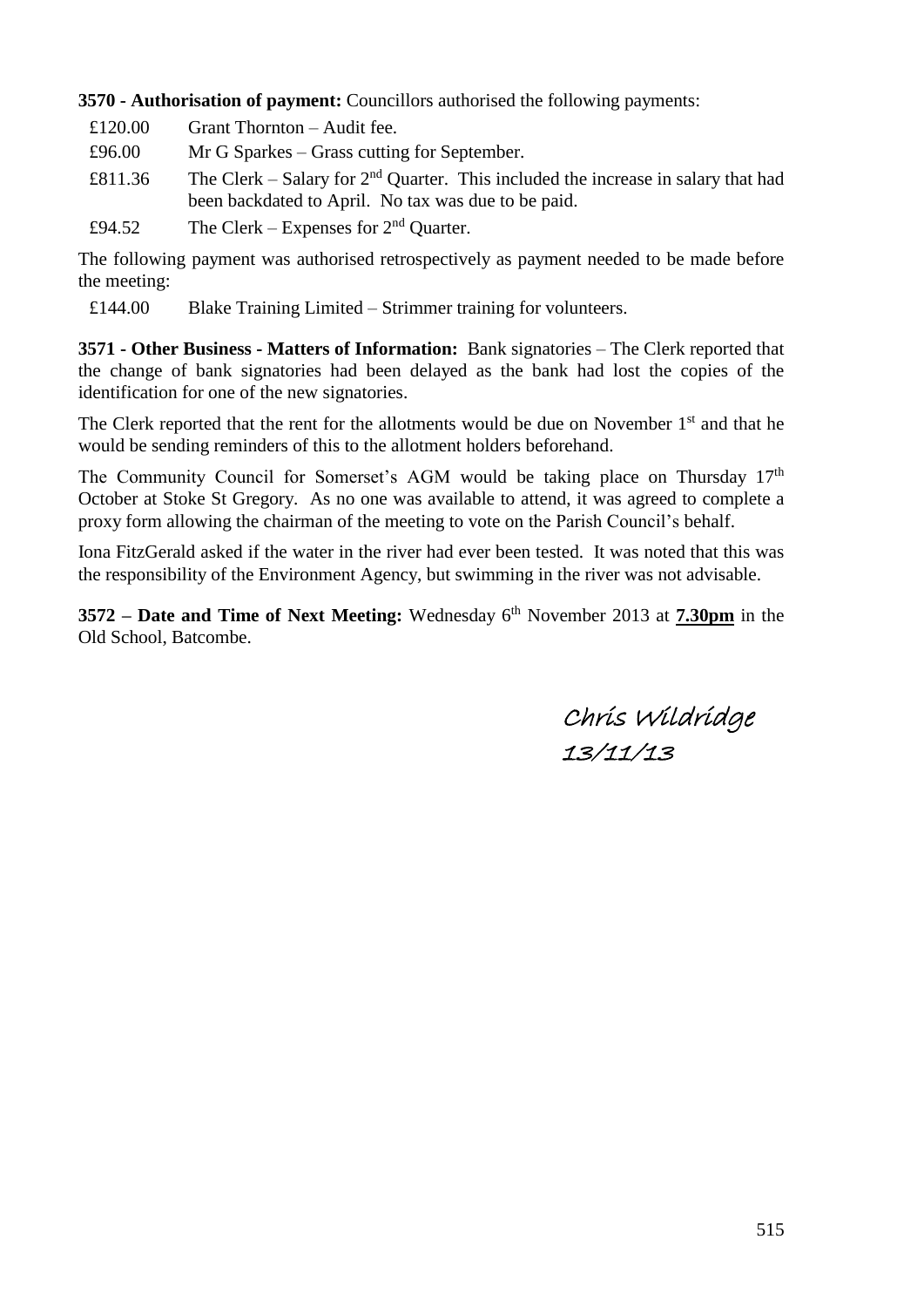**3570 - Authorisation of payment:** Councillors authorised the following payments:

| | |
|---|---|
| £120.00 | Grant Thornton – Audit fee. |
| £96.00 | Mr G Sparkes – Grass cutting for September. |
| £811.36 | The Clerk – Salary for 2nd Quarter. This included the increase in salary that had been backdated to April. No tax was due to be paid. |
| £94.52 | The Clerk – Expenses for 2nd Quarter. |

The following payment was authorised retrospectively as payment needed to be made before the meeting:

| | |
|---|---|
| £144.00 | Blake Training Limited – Strimmer training for volunteers. |

**3571 - Other Business - Matters of Information:** Bank signatories – The Clerk reported that the change of bank signatories had been delayed as the bank had lost the copies of the identification for one of the new signatories.

The Clerk reported that the rent for the allotments would be due on November 1st and that he would be sending reminders of this to the allotment holders beforehand.

The Community Council for Somerset's AGM would be taking place on Thursday 17th October at Stoke St Gregory. As no one was available to attend, it was agreed to complete a proxy form allowing the chairman of the meeting to vote on the Parish Council's behalf.

Iona FitzGerald asked if the water in the river had ever been tested. It was noted that this was the responsibility of the Environment Agency, but swimming in the river was not advisable.

**3572 – Date and Time of Next Meeting:** Wednesday 6th November 2013 at **7.30pm** in the Old School, Batcombe.

Chris Wildridge
13/11/13